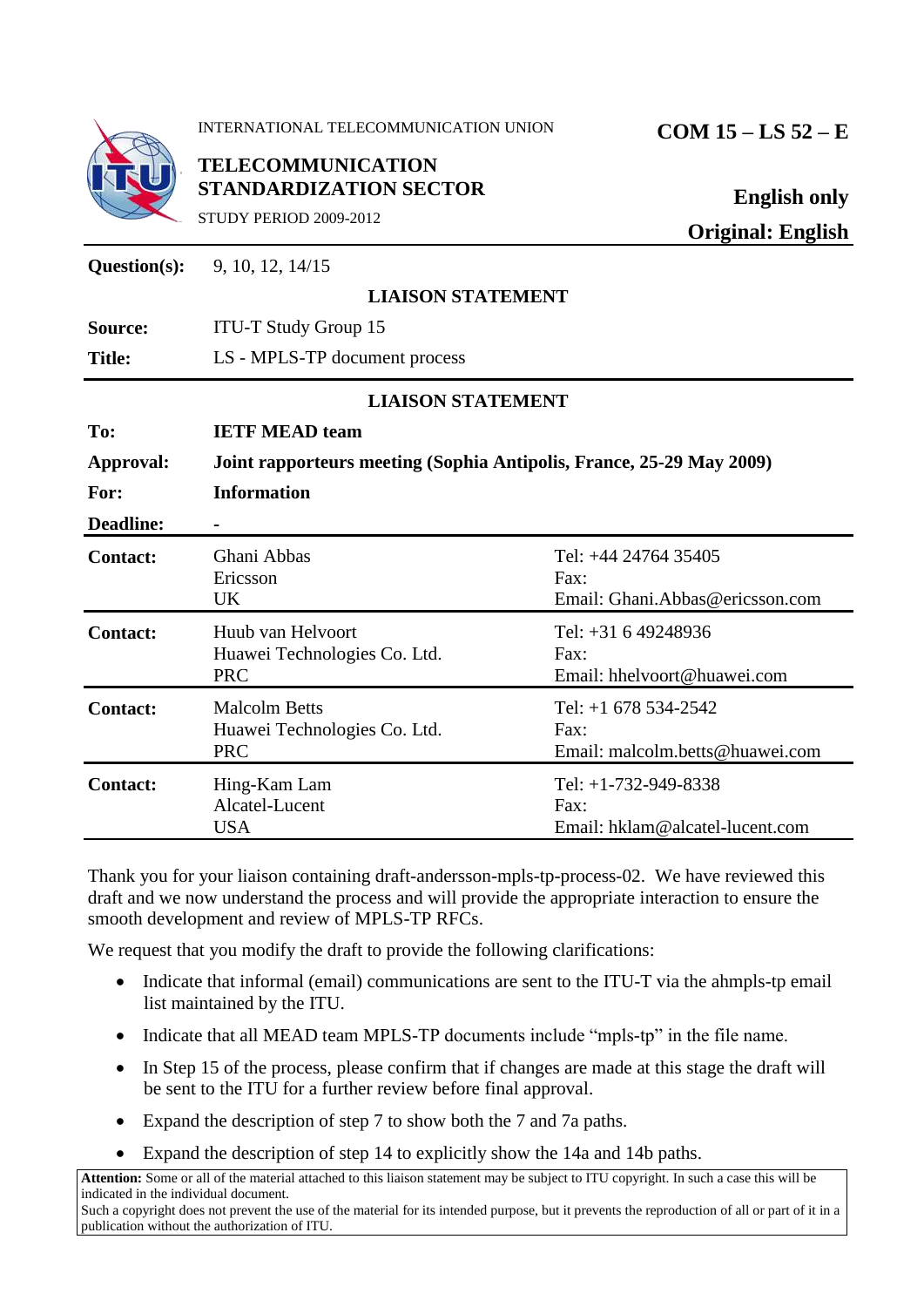INTERNATIONAL TELECOMMUNICATION UNION

**TELECOMMUNICATION STANDARDIZATION SECTOR**

STUDY PERIOD 2009-2012

**COM 15 – LS 52 – E**

**English only**

**Original: English**

| | |
|---|---|
| **Question(s):** | 9, 10, 12, 14/15 |

**LIAISON STATEMENT**

| | |
|---|---|
| **Source:** | ITU-T Study Group 15 |
| **Title:** | LS - MPLS-TP document process |

**LIAISON STATEMENT**

| | |
|---|---|
| **To:** | **IETF MEAD team** |
| **Approval:** | **Joint rapporteurs meeting (Sophia Antipolis, France, 25-29 May 2009)** |
| **For:** | **Information** |
| **Deadline:** | **-** |

| | | |
|---|---|---|
| **Contact:** | Ghani Abbas<br>Ericsson<br>UK | Tel: +44 24764 35405<br>Fax:<br>Email: Ghani.Abbas@ericsson.com |
| **Contact:** | Huub van Helvoort<br>Huawei Technologies Co. Ltd.<br>PRC | Tel: +31 6 49248936<br>Fax:<br>Email: hhelvoort@huawei.com |
| **Contact:** | Malcolm Betts<br>Huawei Technologies Co. Ltd.<br>PRC | Tel: +1 678 534-2542<br>Fax:<br>Email: malcolm.betts@huawei.com |
| **Contact:** | Hing-Kam Lam<br>Alcatel-Lucent<br>USA | Tel: +1-732-949-8338<br>Fax:<br>Email: hklam@alcatel-lucent.com |

Thank you for your liaison containing draft-andersson-mpls-tp-process-02. We have reviewed this draft and we now understand the process and will provide the appropriate interaction to ensure the smooth development and review of MPLS-TP RFCs.

We request that you modify the draft to provide the following clarifications:

- Indicate that informal (email) communications are sent to the ITU-T via the ahmpls-tp email list maintained by the ITU.
- Indicate that all MEAD team MPLS-TP documents include "mpls-tp" in the file name.
- In Step 15 of the process, please confirm that if changes are made at this stage the draft will be sent to the ITU for a further review before final approval.
- Expand the description of step 7 to show both the 7 and 7a paths.
- Expand the description of step 14 to explicitly show the 14a and 14b paths.

**Attention:** Some or all of the material attached to this liaison statement may be subject to ITU copyright. In such a case this will be indicated in the individual document.
Such a copyright does not prevent the use of the material for its intended purpose, but it prevents the reproduction of all or part of it in a publication without the authorization of ITU.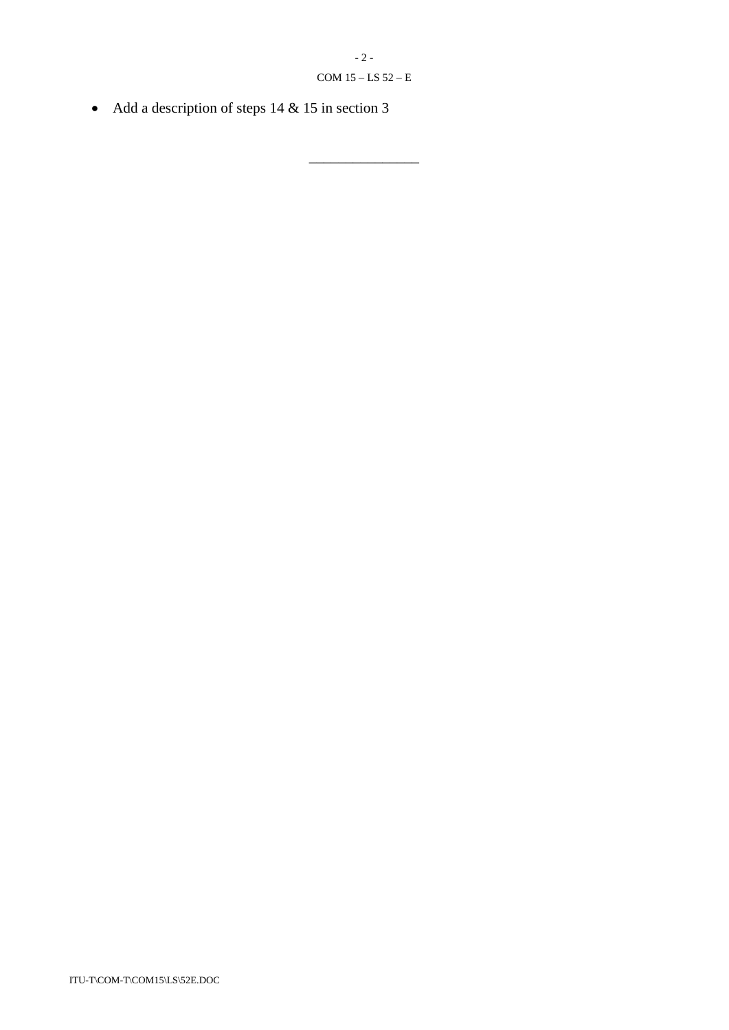- Add a description of steps 14 & 15 in section 3

_______________